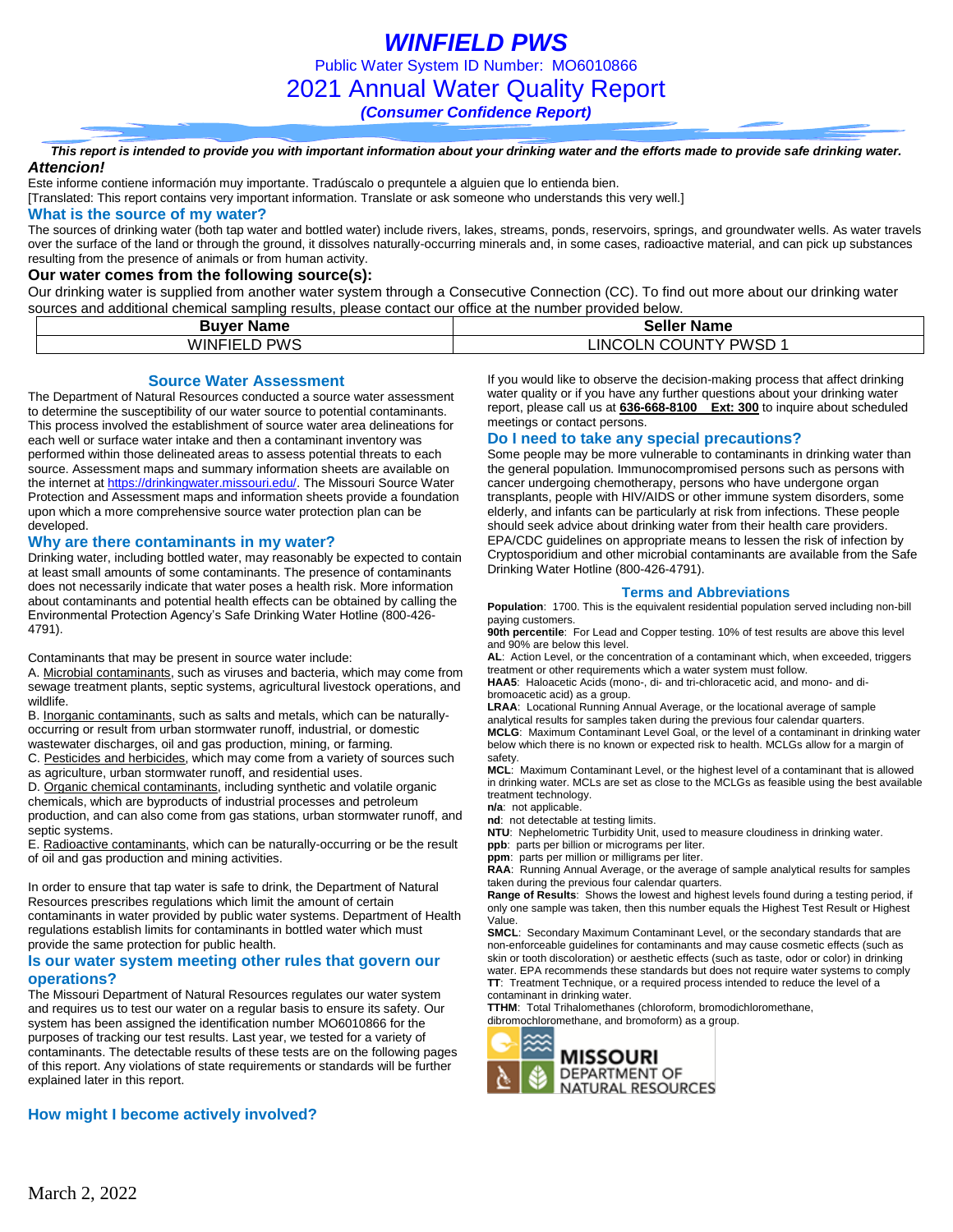# WINFIELD PWS

Public Water System ID Number: MO6010866

## 2021 Annual Water Quality Report

***(Consumer Confidence Report)***

***This report is intended to provide you with important information about your drinking water and the efforts made to provide safe drinking water.***

***Attencion!***

Este informe contiene información muy importante. Tradúscalo o prequntele a alguien que lo entienda bien.
[Translated: This report contains very important information. Translate or ask someone who understands this very well.]

### What is the source of my water?

The sources of drinking water (both tap water and bottled water) include rivers, lakes, streams, ponds, reservoirs, springs, and groundwater wells. As water travels over the surface of the land or through the ground, it dissolves naturally-occurring minerals and, in some cases, radioactive material, and can pick up substances resulting from the presence of animals or from human activity.

### Our water comes from the following source(s):

Our drinking water is supplied from another water system through a Consecutive Connection (CC). To find out more about our drinking water sources and additional chemical sampling results, please contact our office at the number provided below.

| Buyer Name | Seller Name |
|---|---|
| WINFIELD PWS | LINCOLN COUNTY PWSD 1 |

### Source Water Assessment

The Department of Natural Resources conducted a source water assessment to determine the susceptibility of our water source to potential contaminants. This process involved the establishment of source water area delineations for each well or surface water intake and then a contaminant inventory was performed within those delineated areas to assess potential threats to each source. Assessment maps and summary information sheets are available on the internet at https://drinkingwater.missouri.edu/. The Missouri Source Water Protection and Assessment maps and information sheets provide a foundation upon which a more comprehensive source water protection plan can be developed.

### Why are there contaminants in my water?

Drinking water, including bottled water, may reasonably be expected to contain at least small amounts of some contaminants. The presence of contaminants does not necessarily indicate that water poses a health risk. More information about contaminants and potential health effects can be obtained by calling the Environmental Protection Agency's Safe Drinking Water Hotline (800-426-4791).

Contaminants that may be present in source water include:

A. Microbial contaminants, such as viruses and bacteria, which may come from sewage treatment plants, septic systems, agricultural livestock operations, and wildlife.

B. Inorganic contaminants, such as salts and metals, which can be naturally-occurring or result from urban stormwater runoff, industrial, or domestic wastewater discharges, oil and gas production, mining, or farming.

C. Pesticides and herbicides, which may come from a variety of sources such as agriculture, urban stormwater runoff, and residential uses.

D. Organic chemical contaminants, including synthetic and volatile organic chemicals, which are byproducts of industrial processes and petroleum production, and can also come from gas stations, urban stormwater runoff, and septic systems.

E. Radioactive contaminants, which can be naturally-occurring or be the result of oil and gas production and mining activities.

In order to ensure that tap water is safe to drink, the Department of Natural Resources prescribes regulations which limit the amount of certain contaminants in water provided by public water systems. Department of Health regulations establish limits for contaminants in bottled water which must provide the same protection for public health.

### Is our water system meeting other rules that govern our operations?

The Missouri Department of Natural Resources regulates our water system and requires us to test our water on a regular basis to ensure its safety. Our system has been assigned the identification number MO6010866 for the purposes of tracking our test results. Last year, we tested for a variety of contaminants. The detectable results of these tests are on the following pages of this report. Any violations of state requirements or standards will be further explained later in this report.

### How might I become actively involved?

If you would like to observe the decision-making process that affect drinking water quality or if you have any further questions about your drinking water report, please call us at **636-668-8100 Ext: 300** to inquire about scheduled meetings or contact persons.

### Do I need to take any special precautions?

Some people may be more vulnerable to contaminants in drinking water than the general population. Immunocompromised persons such as persons with cancer undergoing chemotherapy, persons who have undergone organ transplants, people with HIV/AIDS or other immune system disorders, some elderly, and infants can be particularly at risk from infections. These people should seek advice about drinking water from their health care providers. EPA/CDC guidelines on appropriate means to lessen the risk of infection by Cryptosporidium and other microbial contaminants are available from the Safe Drinking Water Hotline (800-426-4791).

### Terms and Abbreviations

**Population**: 1700. This is the equivalent residential population served including non-bill paying customers.

**90th percentile**: For Lead and Copper testing. 10% of test results are above this level and 90% are below this level.

**AL**: Action Level, or the concentration of a contaminant which, when exceeded, triggers treatment or other requirements which a water system must follow.

**HAA5**: Haloacetic Acids (mono-, di- and tri-chloracetic acid, and mono- and di-bromoacetic acid) as a group.

**LRAA**: Locational Running Annual Average, or the locational average of sample analytical results for samples taken during the previous four calendar quarters.

**MCLG**: Maximum Contaminant Level Goal, or the level of a contaminant in drinking water below which there is no known or expected risk to health. MCLGs allow for a margin of safety.

**MCL**: Maximum Contaminant Level, or the highest level of a contaminant that is allowed in drinking water. MCLs are set as close to the MCLGs as feasible using the best available treatment technology.

**n/a**: not applicable.

**nd**: not detectable at testing limits.

**NTU**: Nephelometric Turbidity Unit, used to measure cloudiness in drinking water.

**ppb**: parts per billion or micrograms per liter.

**ppm**: parts per million or milligrams per liter.

**RAA**: Running Annual Average, or the average of sample analytical results for samples taken during the previous four calendar quarters.

**Range of Results**: Shows the lowest and highest levels found during a testing period, if only one sample was taken, then this number equals the Highest Test Result or Highest Value.

**SMCL**: Secondary Maximum Contaminant Level, or the secondary standards that are non-enforceable guidelines for contaminants and may cause cosmetic effects (such as skin or tooth discoloration) or aesthetic effects (such as taste, odor or color) in drinking water. EPA recommends these standards but does not require water systems to comply

**TT**: Treatment Technique, or a required process intended to reduce the level of a contaminant in drinking water.

**TTHM**: Total Trihalomethanes (chloroform, bromodichloromethane, dibromochloromethane, and bromoform) as a group.

MISSOURI DEPARTMENT OF NATURAL RESOURCES

March 2, 2022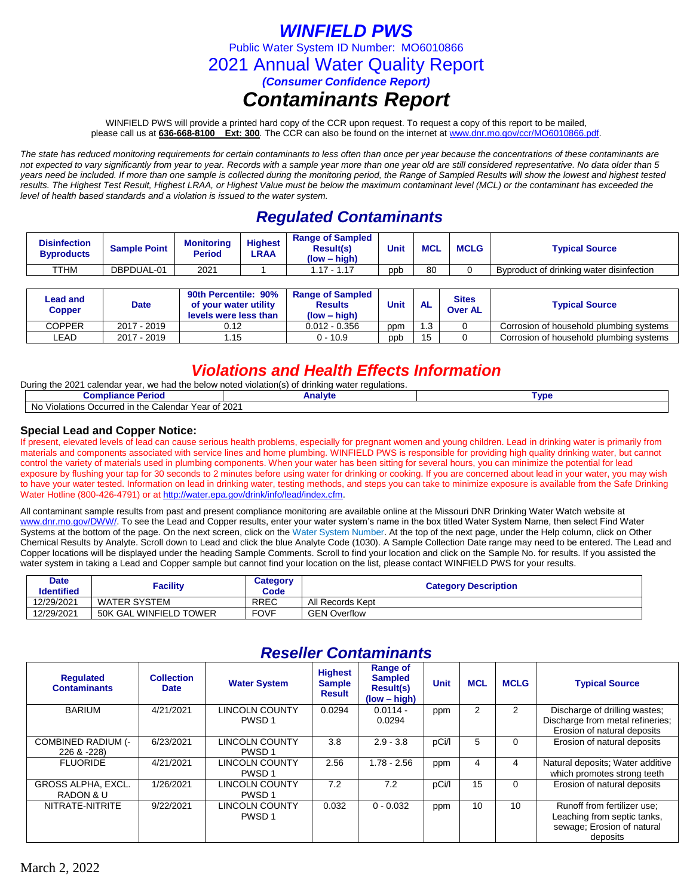# WINFIELD PWS

Public Water System ID Number: MO6010866

## 2021 Annual Water Quality Report

***(Consumer Confidence Report)***

# *Contaminants Report*

WINFIELD PWS will provide a printed hard copy of the CCR upon request. To request a copy of this report to be mailed, please call us at **636-668-8100 Ext: 300**. The CCR can also be found on the internet at www.dnr.mo.gov/ccr/MO6010866.pdf.

*The state has reduced monitoring requirements for certain contaminants to less often than once per year because the concentrations of these contaminants are not expected to vary significantly from year to year. Records with a sample year more than one year old are still considered representative. No data older than 5 years need be included. If more than one sample is collected during the monitoring period, the Range of Sampled Results will show the lowest and highest tested results. The Highest Test Result, Highest LRAA, or Highest Value must be below the maximum contaminant level (MCL) or the contaminant has exceeded the level of health based standards and a violation is issued to the water system.*

## *Regulated Contaminants*

| Disinfection Byproducts | Sample Point | Monitoring Period | Highest LRAA | Range of Sampled Result(s) (low – high) | Unit | MCL | MCLG | Typical Source |
|---|---|---|---|---|---|---|---|---|
| TTHM | DBPDUAL-01 | 2021 | 1 | 1.17 - 1.17 | ppb | 80 | 0 | Byproduct of drinking water disinfection |

| Lead and Copper | Date | 90th Percentile: 90% of your water utility levels were less than | Range of Sampled Results (low – high) | Unit | AL | Sites Over AL | Typical Source |
|---|---|---|---|---|---|---|---|
| COPPER | 2017 - 2019 | 0.12 | 0.012 - 0.356 | ppm | 1.3 | 0 | Corrosion of household plumbing systems |
| LEAD | 2017 - 2019 | 1.15 | 0 - 10.9 | ppb | 15 | 0 | Corrosion of household plumbing systems |

## *Violations and Health Effects Information*

During the 2021 calendar year, we had the below noted violation(s) of drinking water regulations.

| Compliance Period | Analyte | Type |
|---|---|---|
| No Violations Occurred in the Calendar Year of 2021 | | |

### Special Lead and Copper Notice:

If present, elevated levels of lead can cause serious health problems, especially for pregnant women and young children. Lead in drinking water is primarily from materials and components associated with service lines and home plumbing. WINFIELD PWS is responsible for providing high quality drinking water, but cannot control the variety of materials used in plumbing components. When your water has been sitting for several hours, you can minimize the potential for lead exposure by flushing your tap for 30 seconds to 2 minutes before using water for drinking or cooking. If you are concerned about lead in your water, you may wish to have your water tested. Information on lead in drinking water, testing methods, and steps you can take to minimize exposure is available from the Safe Drinking Water Hotline (800-426-4791) or at http://water.epa.gov/drink/info/lead/index.cfm.

All contaminant sample results from past and present compliance monitoring are available online at the Missouri DNR Drinking Water Watch website at www.dnr.mo.gov/DWW/. To see the Lead and Copper results, enter your water system's name in the box titled Water System Name, then select Find Water Systems at the bottom of the page. On the next screen, click on the Water System Number. At the top of the next page, under the Help column, click on Other Chemical Results by Analyte. Scroll down to Lead and click the blue Analyte Code (1030). A Sample Collection Date range may need to be entered. The Lead and Copper locations will be displayed under the heading Sample Comments. Scroll to find your location and click on the Sample No. for results. If you assisted the water system in taking a Lead and Copper sample but cannot find your location on the list, please contact WINFIELD PWS for your results.

| Date Identified | Facility | Category Code | Category Description |
|---|---|---|---|
| 12/29/2021 | WATER SYSTEM | RREC | All Records Kept |
| 12/29/2021 | 50K GAL WINFIELD TOWER | FOVF | GEN Overflow |

## *Reseller Contaminants*

| Regulated Contaminants | Collection Date | Water System | Highest Sample Result | Range of Sampled Result(s) (low – high) | Unit | MCL | MCLG | Typical Source |
|---|---|---|---|---|---|---|---|---|
| BARIUM | 4/21/2021 | LINCOLN COUNTY PWSD 1 | 0.0294 | 0.0114 - 0.0294 | ppm | 2 | 2 | Discharge of drilling wastes; Discharge from metal refineries; Erosion of natural deposits |
| COMBINED RADIUM (-226 & -228) | 6/23/2021 | LINCOLN COUNTY PWSD 1 | 3.8 | 2.9 - 3.8 | pCi/l | 5 | 0 | Erosion of natural deposits |
| FLUORIDE | 4/21/2021 | LINCOLN COUNTY PWSD 1 | 2.56 | 1.78 - 2.56 | ppm | 4 | 4 | Natural deposits; Water additive which promotes strong teeth |
| GROSS ALPHA, EXCL. RADON & U | 1/26/2021 | LINCOLN COUNTY PWSD 1 | 7.2 | 7.2 | pCi/l | 15 | 0 | Erosion of natural deposits |
| NITRATE-NITRITE | 9/22/2021 | LINCOLN COUNTY PWSD 1 | 0.032 | 0 - 0.032 | ppm | 10 | 10 | Runoff from fertilizer use; Leaching from septic tanks, sewage; Erosion of natural deposits |

March 2, 2022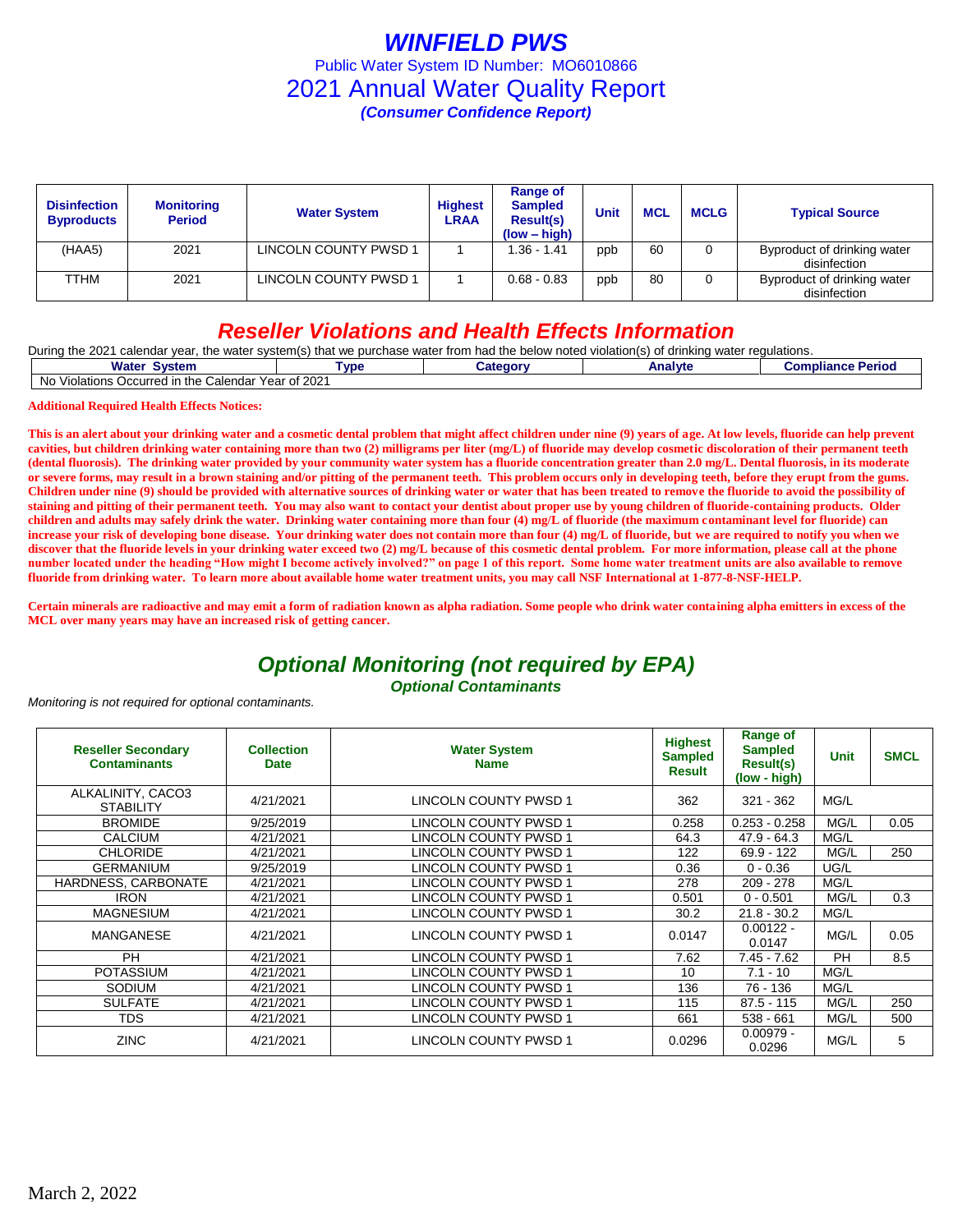# WINFIELD PWS

Public Water System ID Number: MO6010866

2021 Annual Water Quality Report

***(Consumer Confidence Report)***

| Disinfection Byproducts | Monitoring Period | Water System | Highest LRAA | Range of Sampled Result(s) (low – high) | Unit | MCL | MCLG | Typical Source |
|---|---|---|---|---|---|---|---|---|
| (HAA5) | 2021 | LINCOLN COUNTY PWSD 1 | 1 | 1.36 - 1.41 | ppb | 60 | 0 | Byproduct of drinking water disinfection |
| TTHM | 2021 | LINCOLN COUNTY PWSD 1 | 1 | 0.68 - 0.83 | ppb | 80 | 0 | Byproduct of drinking water disinfection |

## Reseller Violations and Health Effects Information

During the 2021 calendar year, the water system(s) that we purchase water from had the below noted violation(s) of drinking water regulations.

| Water System | Type | Category | Analyte | Compliance Period |
|---|---|---|---|---|
| No Violations Occurred in the Calendar Year of 2021 | | | | |

**Additional Required Health Effects Notices:**

**This is an alert about your drinking water and a cosmetic dental problem that might affect children under nine (9) years of age. At low levels, fluoride can help prevent cavities, but children drinking water containing more than two (2) milligrams per liter (mg/L) of fluoride may develop cosmetic discoloration of their permanent teeth (dental fluorosis). The drinking water provided by your community water system has a fluoride concentration greater than 2.0 mg/L. Dental fluorosis, in its moderate or severe forms, may result in a brown staining and/or pitting of the permanent teeth. This problem occurs only in developing teeth, before they erupt from the gums. Children under nine (9) should be provided with alternative sources of drinking water or water that has been treated to remove the fluoride to avoid the possibility of staining and pitting of their permanent teeth. You may also want to contact your dentist about proper use by young children of fluoride-containing products. Older children and adults may safely drink the water. Drinking water containing more than four (4) mg/L of fluoride (the maximum contaminant level for fluoride) can increase your risk of developing bone disease. Your drinking water does not contain more than four (4) mg/L of fluoride, but we are required to notify you when we discover that the fluoride levels in your drinking water exceed two (2) mg/L because of this cosmetic dental problem. For more information, please call at the phone number located under the heading "How might I become actively involved?" on page 1 of this report. Some home water treatment units are also available to remove fluoride from drinking water. To learn more about available home water treatment units, you may call NSF International at 1-877-8-NSF-HELP.**

**Certain minerals are radioactive and may emit a form of radiation known as alpha radiation. Some people who drink water containing alpha emitters in excess of the MCL over many years may have an increased risk of getting cancer.**

## Optional Monitoring (not required by EPA)

### Optional Contaminants

*Monitoring is not required for optional contaminants.*

| Reseller Secondary Contaminants | Collection Date | Water System Name | Highest Sampled Result | Range of Sampled Result(s) (low - high) | Unit | SMCL |
|---|---|---|---|---|---|---|
| ALKALINITY, CACO3 STABILITY | 4/21/2021 | LINCOLN COUNTY PWSD 1 | 362 | 321 - 362 | MG/L | |
| BROMIDE | 9/25/2019 | LINCOLN COUNTY PWSD 1 | 0.258 | 0.253 - 0.258 | MG/L | 0.05 |
| CALCIUM | 4/21/2021 | LINCOLN COUNTY PWSD 1 | 64.3 | 47.9 - 64.3 | MG/L | |
| CHLORIDE | 4/21/2021 | LINCOLN COUNTY PWSD 1 | 122 | 69.9 - 122 | MG/L | 250 |
| GERMANIUM | 9/25/2019 | LINCOLN COUNTY PWSD 1 | 0.36 | 0 - 0.36 | UG/L | |
| HARDNESS, CARBONATE | 4/21/2021 | LINCOLN COUNTY PWSD 1 | 278 | 209 - 278 | MG/L | |
| IRON | 4/21/2021 | LINCOLN COUNTY PWSD 1 | 0.501 | 0 - 0.501 | MG/L | 0.3 |
| MAGNESIUM | 4/21/2021 | LINCOLN COUNTY PWSD 1 | 30.2 | 21.8 - 30.2 | MG/L | |
| MANGANESE | 4/21/2021 | LINCOLN COUNTY PWSD 1 | 0.0147 | 0.00122 - 0.0147 | MG/L | 0.05 |
| PH | 4/21/2021 | LINCOLN COUNTY PWSD 1 | 7.62 | 7.45 - 7.62 | PH | 8.5 |
| POTASSIUM | 4/21/2021 | LINCOLN COUNTY PWSD 1 | 10 | 7.1 - 10 | MG/L | |
| SODIUM | 4/21/2021 | LINCOLN COUNTY PWSD 1 | 136 | 76 - 136 | MG/L | |
| SULFATE | 4/21/2021 | LINCOLN COUNTY PWSD 1 | 115 | 87.5 - 115 | MG/L | 250 |
| TDS | 4/21/2021 | LINCOLN COUNTY PWSD 1 | 661 | 538 - 661 | MG/L | 500 |
| ZINC | 4/21/2021 | LINCOLN COUNTY PWSD 1 | 0.0296 | 0.00979 - 0.0296 | MG/L | 5 |

March 2, 2022